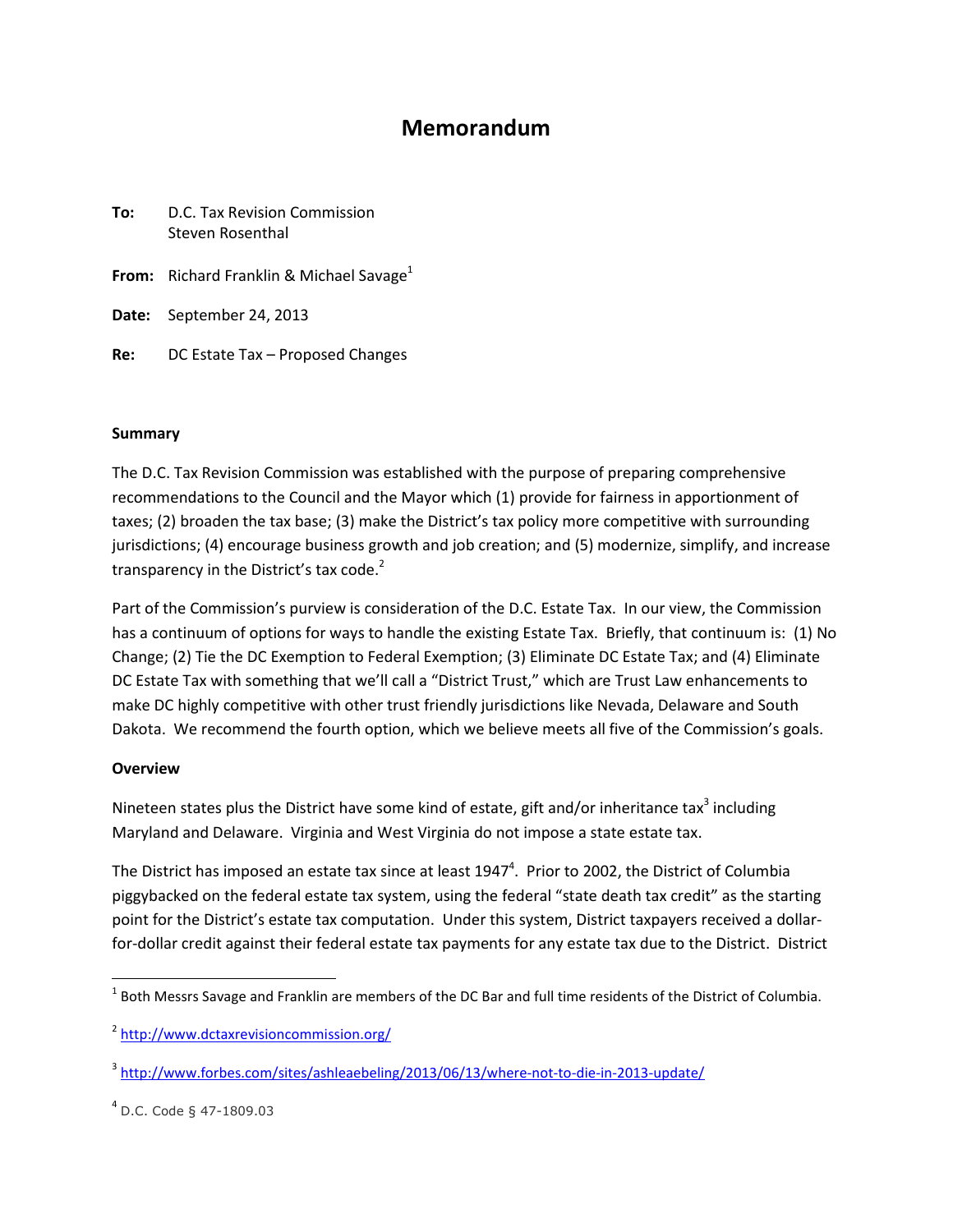# Memorandum

**To:** D.C. Tax Revision Commission
Steven Rosenthal

**From:** Richard Franklin & Michael Savage[1]

**Date:** September 24, 2013

**Re:** DC Estate Tax – Proposed Changes

**Summary**

The D.C. Tax Revision Commission was established with the purpose of preparing comprehensive recommendations to the Council and the Mayor which (1) provide for fairness in apportionment of taxes; (2) broaden the tax base; (3) make the District's tax policy more competitive with surrounding jurisdictions; (4) encourage business growth and job creation; and (5) modernize, simplify, and increase transparency in the District's tax code.[2]

Part of the Commission's purview is consideration of the D.C. Estate Tax. In our view, the Commission has a continuum of options for ways to handle the existing Estate Tax. Briefly, that continuum is: (1) No Change; (2) Tie the DC Exemption to Federal Exemption; (3) Eliminate DC Estate Tax; and (4) Eliminate DC Estate Tax with something that we'll call a "District Trust," which are Trust Law enhancements to make DC highly competitive with other trust friendly jurisdictions like Nevada, Delaware and South Dakota. We recommend the fourth option, which we believe meets all five of the Commission's goals.

**Overview**

Nineteen states plus the District have some kind of estate, gift and/or inheritance tax[3] including Maryland and Delaware. Virginia and West Virginia do not impose a state estate tax.

The District has imposed an estate tax since at least 1947[4]. Prior to 2002, the District of Columbia piggybacked on the federal estate tax system, using the federal "state death tax credit" as the starting point for the District's estate tax computation. Under this system, District taxpayers received a dollar-for-dollar credit against their federal estate tax payments for any estate tax due to the District. District

---

[1] Both Messrs Savage and Franklin are members of the DC Bar and full time residents of the District of Columbia.

[2] http://www.dctaxrevisioncommission.org/

[3] http://www.forbes.com/sites/ashleaebeling/2013/06/13/where-not-to-die-in-2013-update/

[4] D.C. Code § 47-1809.03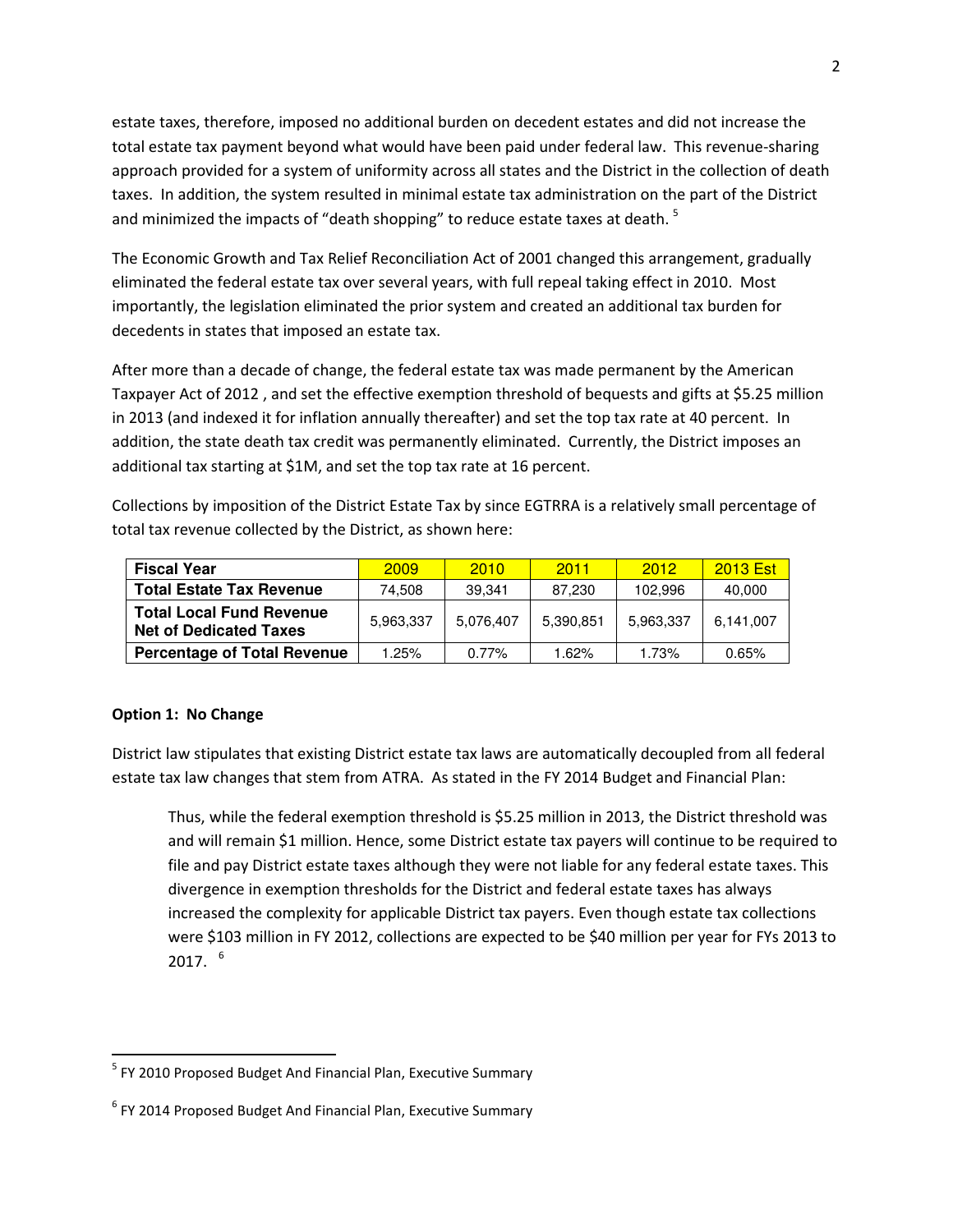estate taxes, therefore, imposed no additional burden on decedent estates and did not increase the total estate tax payment beyond what would have been paid under federal law. This revenue-sharing approach provided for a system of uniformity across all states and the District in the collection of death taxes. In addition, the system resulted in minimal estate tax administration on the part of the District and minimized the impacts of "death shopping" to reduce estate taxes at death. [5]

The Economic Growth and Tax Relief Reconciliation Act of 2001 changed this arrangement, gradually eliminated the federal estate tax over several years, with full repeal taking effect in 2010. Most importantly, the legislation eliminated the prior system and created an additional tax burden for decedents in states that imposed an estate tax.

After more than a decade of change, the federal estate tax was made permanent by the American Taxpayer Act of 2012 , and set the effective exemption threshold of bequests and gifts at $5.25 million in 2013 (and indexed it for inflation annually thereafter) and set the top tax rate at 40 percent. In addition, the state death tax credit was permanently eliminated. Currently, the District imposes an additional tax starting at $1M, and set the top tax rate at 16 percent.

Collections by imposition of the District Estate Tax by since EGTRRA is a relatively small percentage of total tax revenue collected by the District, as shown here:

| Fiscal Year | 2009 | 2010 | 2011 | 2012 | 2013 Est |
|---|---|---|---|---|---|
| Total Estate Tax Revenue | 74,508 | 39,341 | 87,230 | 102,996 | 40,000 |
| Total Local Fund Revenue Net of Dedicated Taxes | 5,963,337 | 5,076,407 | 5,390,851 | 5,963,337 | 6,141,007 |
| Percentage of Total Revenue | 1.25% | 0.77% | 1.62% | 1.73% | 0.65% |

**Option 1: No Change**

District law stipulates that existing District estate tax laws are automatically decoupled from all federal estate tax law changes that stem from ATRA. As stated in the FY 2014 Budget and Financial Plan:

> Thus, while the federal exemption threshold is $5.25 million in 2013, the District threshold was and will remain $1 million. Hence, some District estate tax payers will continue to be required to file and pay District estate taxes although they were not liable for any federal estate taxes. This divergence in exemption thresholds for the District and federal estate taxes has always increased the complexity for applicable District tax payers. Even though estate tax collections were $103 million in FY 2012, collections are expected to be $40 million per year for FYs 2013 to 2017. [6]

---

[5] FY 2010 Proposed Budget And Financial Plan, Executive Summary

[6] FY 2014 Proposed Budget And Financial Plan, Executive Summary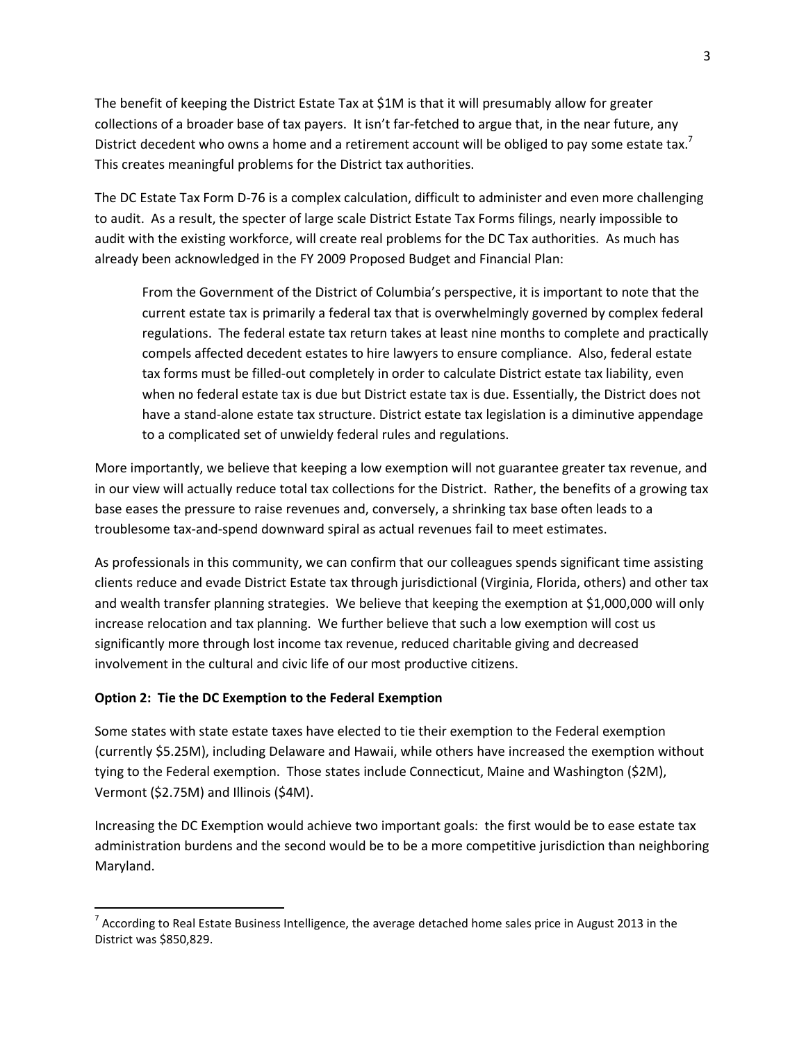The benefit of keeping the District Estate Tax at $1M is that it will presumably allow for greater collections of a broader base of tax payers. It isn't far-fetched to argue that, in the near future, any District decedent who owns a home and a retirement account will be obliged to pay some estate tax.[7] This creates meaningful problems for the District tax authorities.

The DC Estate Tax Form D-76 is a complex calculation, difficult to administer and even more challenging to audit. As a result, the specter of large scale District Estate Tax Forms filings, nearly impossible to audit with the existing workforce, will create real problems for the DC Tax authorities. As much has already been acknowledged in the FY 2009 Proposed Budget and Financial Plan:

> From the Government of the District of Columbia's perspective, it is important to note that the current estate tax is primarily a federal tax that is overwhelmingly governed by complex federal regulations. The federal estate tax return takes at least nine months to complete and practically compels affected decedent estates to hire lawyers to ensure compliance. Also, federal estate tax forms must be filled-out completely in order to calculate District estate tax liability, even when no federal estate tax is due but District estate tax is due. Essentially, the District does not have a stand-alone estate tax structure. District estate tax legislation is a diminutive appendage to a complicated set of unwieldy federal rules and regulations.

More importantly, we believe that keeping a low exemption will not guarantee greater tax revenue, and in our view will actually reduce total tax collections for the District. Rather, the benefits of a growing tax base eases the pressure to raise revenues and, conversely, a shrinking tax base often leads to a troublesome tax-and-spend downward spiral as actual revenues fail to meet estimates.

As professionals in this community, we can confirm that our colleagues spends significant time assisting clients reduce and evade District Estate tax through jurisdictional (Virginia, Florida, others) and other tax and wealth transfer planning strategies. We believe that keeping the exemption at $1,000,000 will only increase relocation and tax planning. We further believe that such a low exemption will cost us significantly more through lost income tax revenue, reduced charitable giving and decreased involvement in the cultural and civic life of our most productive citizens.

**Option 2: Tie the DC Exemption to the Federal Exemption**

Some states with state estate taxes have elected to tie their exemption to the Federal exemption (currently $5.25M), including Delaware and Hawaii, while others have increased the exemption without tying to the Federal exemption. Those states include Connecticut, Maine and Washington ($2M), Vermont ($2.75M) and Illinois ($4M).

Increasing the DC Exemption would achieve two important goals: the first would be to ease estate tax administration burdens and the second would be to be a more competitive jurisdiction than neighboring Maryland.

---

[7] According to Real Estate Business Intelligence, the average detached home sales price in August 2013 in the District was $850,829.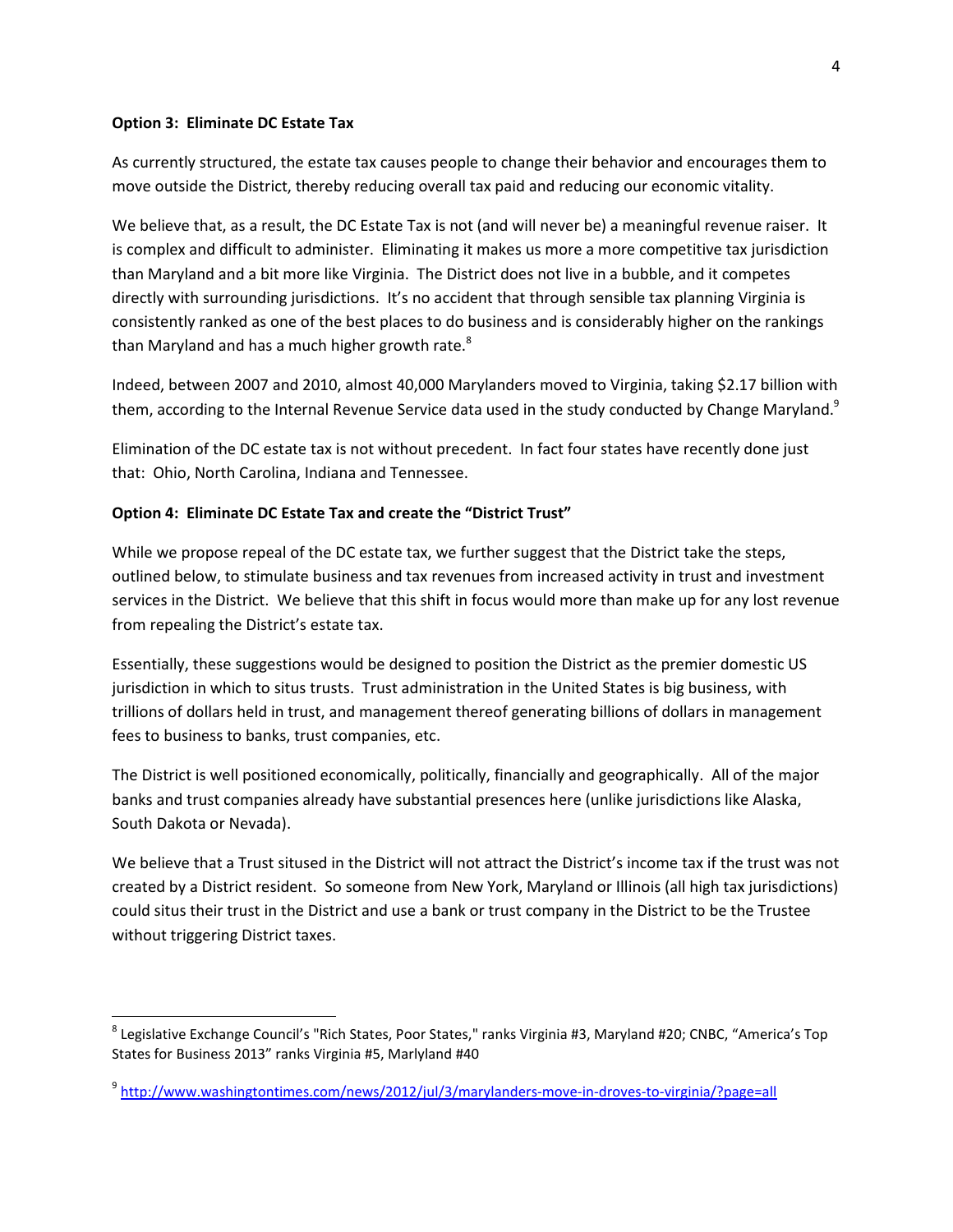**Option 3: Eliminate DC Estate Tax**

As currently structured, the estate tax causes people to change their behavior and encourages them to move outside the District, thereby reducing overall tax paid and reducing our economic vitality.

We believe that, as a result, the DC Estate Tax is not (and will never be) a meaningful revenue raiser. It is complex and difficult to administer. Eliminating it makes us more a more competitive tax jurisdiction than Maryland and a bit more like Virginia. The District does not live in a bubble, and it competes directly with surrounding jurisdictions. It's no accident that through sensible tax planning Virginia is consistently ranked as one of the best places to do business and is considerably higher on the rankings than Maryland and has a much higher growth rate.[8]

Indeed, between 2007 and 2010, almost 40,000 Marylanders moved to Virginia, taking $2.17 billion with them, according to the Internal Revenue Service data used in the study conducted by Change Maryland.[9]

Elimination of the DC estate tax is not without precedent. In fact four states have recently done just that: Ohio, North Carolina, Indiana and Tennessee.

**Option 4: Eliminate DC Estate Tax and create the "District Trust"**

While we propose repeal of the DC estate tax, we further suggest that the District take the steps, outlined below, to stimulate business and tax revenues from increased activity in trust and investment services in the District. We believe that this shift in focus would more than make up for any lost revenue from repealing the District's estate tax.

Essentially, these suggestions would be designed to position the District as the premier domestic US jurisdiction in which to situs trusts. Trust administration in the United States is big business, with trillions of dollars held in trust, and management thereof generating billions of dollars in management fees to business to banks, trust companies, etc.

The District is well positioned economically, politically, financially and geographically. All of the major banks and trust companies already have substantial presences here (unlike jurisdictions like Alaska, South Dakota or Nevada).

We believe that a Trust sitused in the District will not attract the District's income tax if the trust was not created by a District resident. So someone from New York, Maryland or Illinois (all high tax jurisdictions) could situs their trust in the District and use a bank or trust company in the District to be the Trustee without triggering District taxes.

---

[8] Legislative Exchange Council's "Rich States, Poor States," ranks Virginia #3, Maryland #20; CNBC, "America's Top States for Business 2013" ranks Virginia #5, Marlyland #40

[9] http://www.washingtontimes.com/news/2012/jul/3/marylanders-move-in-droves-to-virginia/?page=all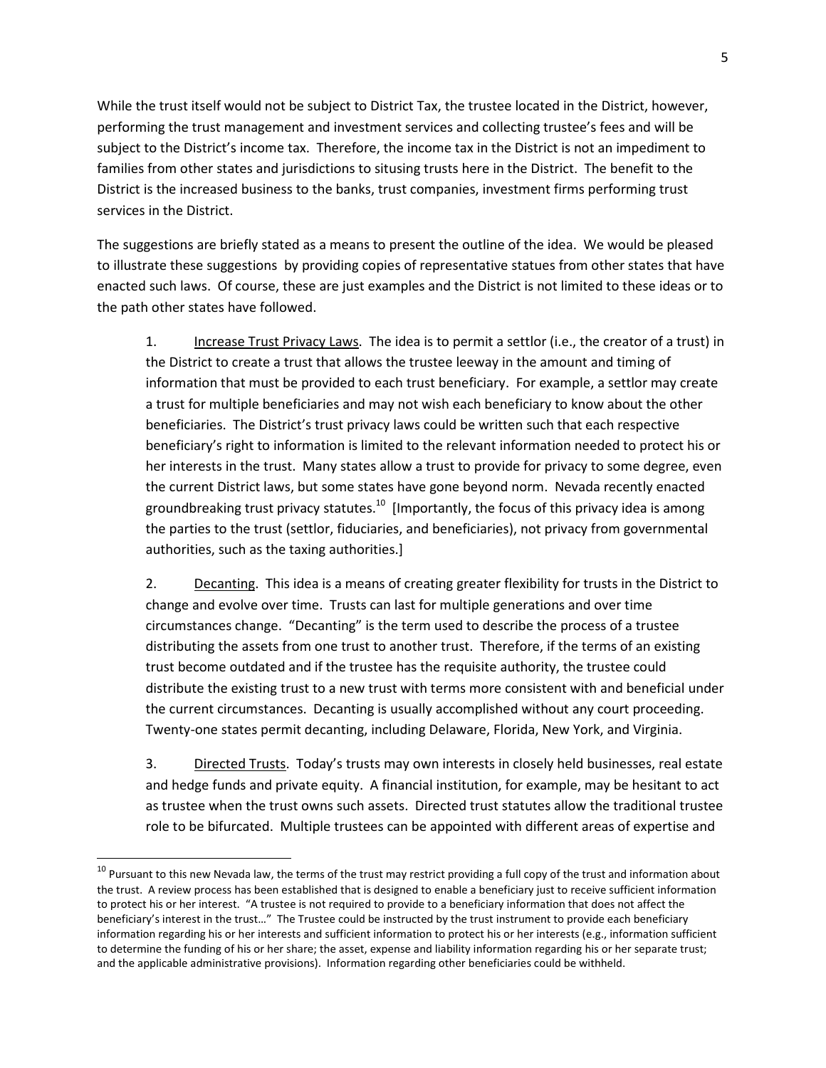While the trust itself would not be subject to District Tax, the trustee located in the District, however, performing the trust management and investment services and collecting trustee's fees and will be subject to the District's income tax. Therefore, the income tax in the District is not an impediment to families from other states and jurisdictions to situsing trusts here in the District. The benefit to the District is the increased business to the banks, trust companies, investment firms performing trust services in the District.

The suggestions are briefly stated as a means to present the outline of the idea. We would be pleased to illustrate these suggestions by providing copies of representative statues from other states that have enacted such laws. Of course, these are just examples and the District is not limited to these ideas or to the path other states have followed.

1. Increase Trust Privacy Laws. The idea is to permit a settlor (i.e., the creator of a trust) in the District to create a trust that allows the trustee leeway in the amount and timing of information that must be provided to each trust beneficiary. For example, a settlor may create a trust for multiple beneficiaries and may not wish each beneficiary to know about the other beneficiaries. The District's trust privacy laws could be written such that each respective beneficiary's right to information is limited to the relevant information needed to protect his or her interests in the trust. Many states allow a trust to provide for privacy to some degree, even the current District laws, but some states have gone beyond norm. Nevada recently enacted groundbreaking trust privacy statutes.[10] [Importantly, the focus of this privacy idea is among the parties to the trust (settlor, fiduciaries, and beneficiaries), not privacy from governmental authorities, such as the taxing authorities.]

2. Decanting. This idea is a means of creating greater flexibility for trusts in the District to change and evolve over time. Trusts can last for multiple generations and over time circumstances change. "Decanting" is the term used to describe the process of a trustee distributing the assets from one trust to another trust. Therefore, if the terms of an existing trust become outdated and if the trustee has the requisite authority, the trustee could distribute the existing trust to a new trust with terms more consistent with and beneficial under the current circumstances. Decanting is usually accomplished without any court proceeding. Twenty-one states permit decanting, including Delaware, Florida, New York, and Virginia.

3. Directed Trusts. Today's trusts may own interests in closely held businesses, real estate and hedge funds and private equity. A financial institution, for example, may be hesitant to act as trustee when the trust owns such assets. Directed trust statutes allow the traditional trustee role to be bifurcated. Multiple trustees can be appointed with different areas of expertise and

---

[10] Pursuant to this new Nevada law, the terms of the trust may restrict providing a full copy of the trust and information about the trust. A review process has been established that is designed to enable a beneficiary just to receive sufficient information to protect his or her interest. "A trustee is not required to provide to a beneficiary information that does not affect the beneficiary's interest in the trust…" The Trustee could be instructed by the trust instrument to provide each beneficiary information regarding his or her interests and sufficient information to protect his or her interests (e.g., information sufficient to determine the funding of his or her share; the asset, expense and liability information regarding his or her separate trust; and the applicable administrative provisions). Information regarding other beneficiaries could be withheld.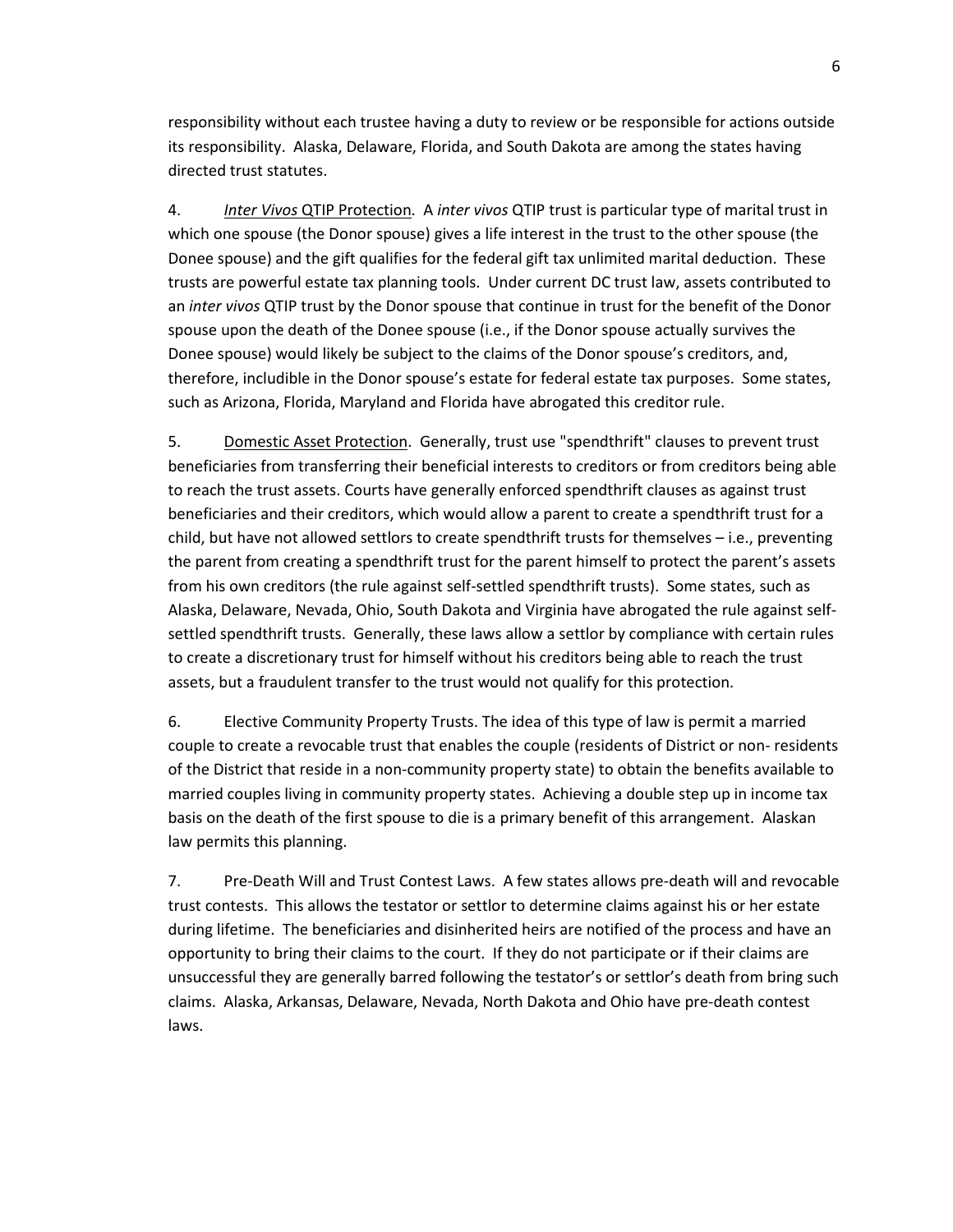responsibility without each trustee having a duty to review or be responsible for actions outside its responsibility. Alaska, Delaware, Florida, and South Dakota are among the states having directed trust statutes.

4. <u>*Inter Vivos* QTIP Protection</u>. A *inter vivos* QTIP trust is particular type of marital trust in which one spouse (the Donor spouse) gives a life interest in the trust to the other spouse (the Donee spouse) and the gift qualifies for the federal gift tax unlimited marital deduction. These trusts are powerful estate tax planning tools. Under current DC trust law, assets contributed to an *inter vivos* QTIP trust by the Donor spouse that continue in trust for the benefit of the Donor spouse upon the death of the Donee spouse (i.e., if the Donor spouse actually survives the Donee spouse) would likely be subject to the claims of the Donor spouse's creditors, and, therefore, includible in the Donor spouse's estate for federal estate tax purposes. Some states, such as Arizona, Florida, Maryland and Florida have abrogated this creditor rule.

5. <u>Domestic Asset Protection</u>. Generally, trust use "spendthrift" clauses to prevent trust beneficiaries from transferring their beneficial interests to creditors or from creditors being able to reach the trust assets. Courts have generally enforced spendthrift clauses as against trust beneficiaries and their creditors, which would allow a parent to create a spendthrift trust for a child, but have not allowed settlors to create spendthrift trusts for themselves – i.e., preventing the parent from creating a spendthrift trust for the parent himself to protect the parent's assets from his own creditors (the rule against self-settled spendthrift trusts). Some states, such as Alaska, Delaware, Nevada, Ohio, South Dakota and Virginia have abrogated the rule against self-settled spendthrift trusts. Generally, these laws allow a settlor by compliance with certain rules to create a discretionary trust for himself without his creditors being able to reach the trust assets, but a fraudulent transfer to the trust would not qualify for this protection.

6. Elective Community Property Trusts. The idea of this type of law is permit a married couple to create a revocable trust that enables the couple (residents of District or non- residents of the District that reside in a non-community property state) to obtain the benefits available to married couples living in community property states. Achieving a double step up in income tax basis on the death of the first spouse to die is a primary benefit of this arrangement. Alaskan law permits this planning.

7. Pre-Death Will and Trust Contest Laws. A few states allows pre-death will and revocable trust contests. This allows the testator or settlor to determine claims against his or her estate during lifetime. The beneficiaries and disinherited heirs are notified of the process and have an opportunity to bring their claims to the court. If they do not participate or if their claims are unsuccessful they are generally barred following the testator's or settlor's death from bring such claims. Alaska, Arkansas, Delaware, Nevada, North Dakota and Ohio have pre-death contest laws.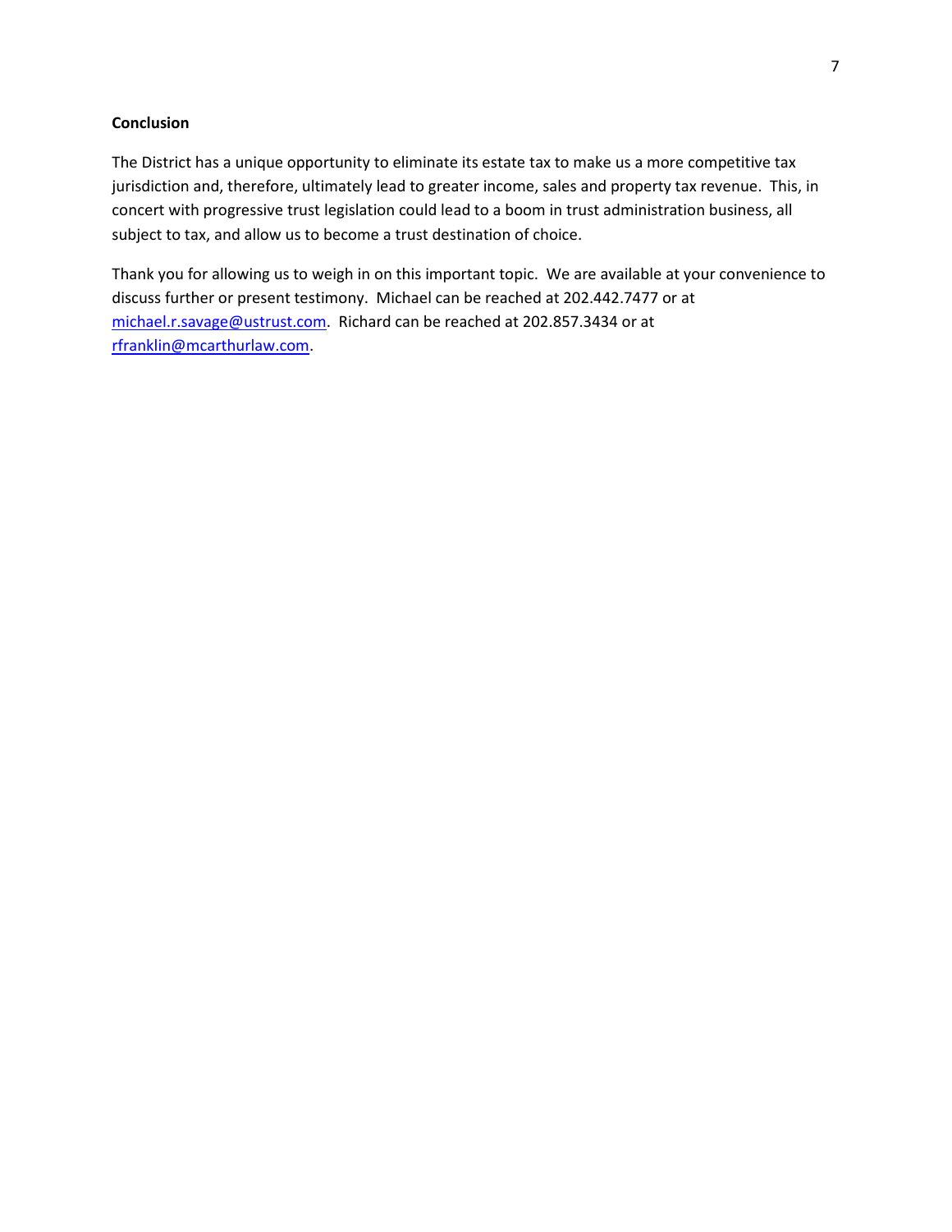**Conclusion**

The District has a unique opportunity to eliminate its estate tax to make us a more competitive tax jurisdiction and, therefore, ultimately lead to greater income, sales and property tax revenue. This, in concert with progressive trust legislation could lead to a boom in trust administration business, all subject to tax, and allow us to become a trust destination of choice.

Thank you for allowing us to weigh in on this important topic. We are available at your convenience to discuss further or present testimony. Michael can be reached at 202.442.7477 or at michael.r.savage@ustrust.com. Richard can be reached at 202.857.3434 or at rfranklin@mcarthurlaw.com.